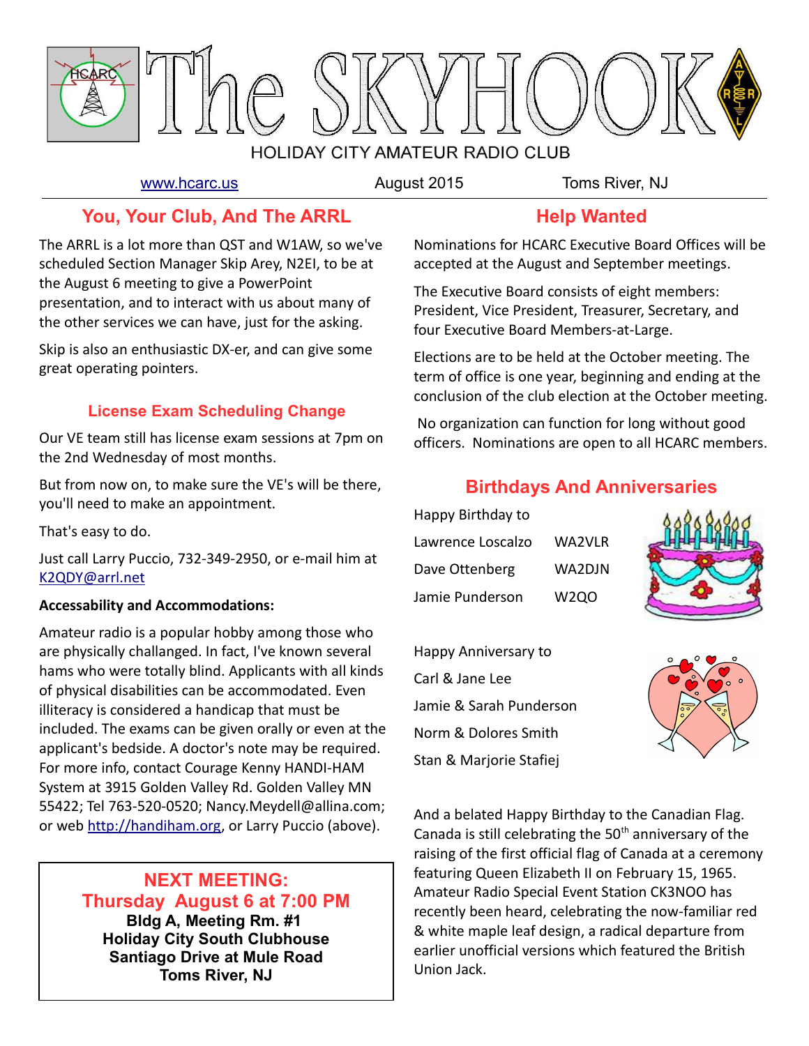# The SKYHOOK

HOLIDAY CITY AMATEUR RADIO CLUB

www.hcarc.us | August 2015 | Toms River, NJ

## You, Your Club, And The ARRL

The ARRL is a lot more than QST and W1AW, so we've scheduled Section Manager Skip Arey, N2EI, to be at the August 6 meeting to give a PowerPoint presentation, and to interact with us about many of the other services we can have, just for the asking.

Skip is also an enthusiastic DX-er, and can give some great operating pointers.

### License Exam Scheduling Change

Our VE team still has license exam sessions at 7pm on the 2nd Wednesday of most months.

But from now on, to make sure the VE's will be there, you'll need to make an appointment.

That's easy to do.

Just call Larry Puccio, 732-349-2950, or e-mail him at K2QDY@arrl.net

**Accessability and Accommodations:**

Amateur radio is a popular hobby among those who are physically challanged. In fact, I've known several hams who were totally blind. Applicants with all kinds of physical disabilities can be accommodated. Even illiteracy is considered a handicap that must be included. The exams can be given orally or even at the applicant's bedside. A doctor's note may be required. For more info, contact Courage Kenny HANDI-HAM System at 3915 Golden Valley Rd. Golden Valley MN 55422; Tel 763-520-0520; Nancy.Meydell@allina.com; or web http://handiham.org, or Larry Puccio (above).

**NEXT MEETING:**
**Thursday August 6 at 7:00 PM**
**Bldg A, Meeting Rm. #1**
**Holiday City South Clubhouse**
**Santiago Drive at Mule Road**
**Toms River, NJ**

## Help Wanted

Nominations for HCARC Executive Board Offices will be accepted at the August and September meetings.

The Executive Board consists of eight members: President, Vice President, Treasurer, Secretary, and four Executive Board Members-at-Large.

Elections are to be held at the October meeting. The term of office is one year, beginning and ending at the conclusion of the club election at the October meeting.

No organization can function for long without good officers. Nominations are open to all HCARC members.

## Birthdays And Anniversaries

Happy Birthday to

| | |
|---|---|
| Lawrence Loscalzo | WA2VLR |
| Dave Ottenberg | WA2DJN |
| Jamie Punderson | W2QO |

Happy Anniversary to

Carl & Jane Lee
Jamie & Sarah Punderson
Norm & Dolores Smith
Stan & Marjorie Stafiej

And a belated Happy Birthday to the Canadian Flag. Canada is still celebrating the 50th anniversary of the raising of the first official flag of Canada at a ceremony featuring Queen Elizabeth II on February 15, 1965. Amateur Radio Special Event Station CK3NOO has recently been heard, celebrating the now-familiar red & white maple leaf design, a radical departure from earlier unofficial versions which featured the British Union Jack.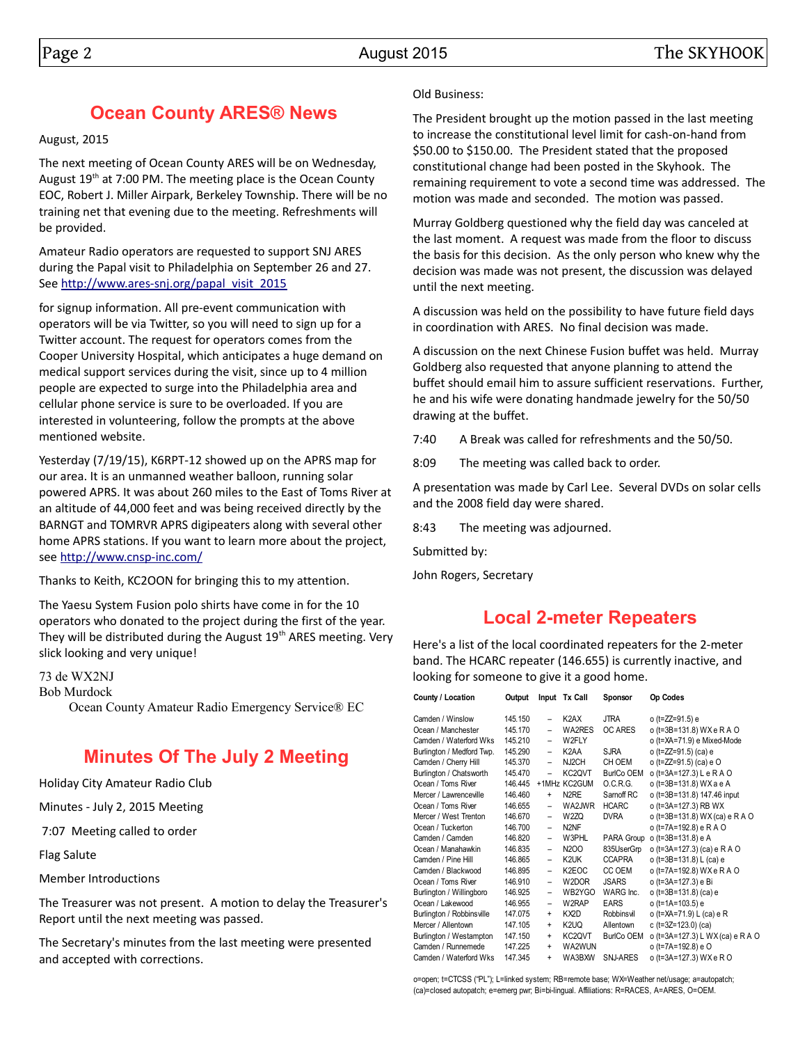## Ocean County ARES® News

August, 2015

The next meeting of Ocean County ARES will be on Wednesday, August 19th at 7:00 PM. The meeting place is the Ocean County EOC, Robert J. Miller Airpark, Berkeley Township. There will be no training net that evening due to the meeting. Refreshments will be provided.

Amateur Radio operators are requested to support SNJ ARES during the Papal visit to Philadelphia on September 26 and 27. See http://www.ares-snj.org/papal_visit_2015

for signup information. All pre-event communication with operators will be via Twitter, so you will need to sign up for a Twitter account. The request for operators comes from the Cooper University Hospital, which anticipates a huge demand on medical support services during the visit, since up to 4 million people are expected to surge into the Philadelphia area and cellular phone service is sure to be overloaded. If you are interested in volunteering, follow the prompts at the above mentioned website.

Yesterday (7/19/15), K6RPT-12 showed up on the APRS map for our area. It is an unmanned weather balloon, running solar powered APRS. It was about 260 miles to the East of Toms River at an altitude of 44,000 feet and was being received directly by the BARNGT and TOMRVR APRS digipeaters along with several other home APRS stations. If you want to learn more about the project, see http://www.cnsp-inc.com/

Thanks to Keith, KC2OON for bringing this to my attention.

The Yaesu System Fusion polo shirts have come in for the 10 operators who donated to the project during the first of the year. They will be distributed during the August 19th ARES meeting. Very slick looking and very unique!

73 de WX2NJ
Bob Murdock
Ocean County Amateur Radio Emergency Service® EC

## Minutes Of The July 2 Meeting

Holiday City Amateur Radio Club

Minutes - July 2, 2015 Meeting

7:07 Meeting called to order

Flag Salute

Member Introductions

The Treasurer was not present. A motion to delay the Treasurer's Report until the next meeting was passed.

The Secretary's minutes from the last meeting were presented and accepted with corrections.

Old Business:

The President brought up the motion passed in the last meeting to increase the constitutional level limit for cash-on-hand from $50.00 to $150.00. The President stated that the proposed constitutional change had been posted in the Skyhook. The remaining requirement to vote a second time was addressed. The motion was made and seconded. The motion was passed.

Murray Goldberg questioned why the field day was canceled at the last moment. A request was made from the floor to discuss the basis for this decision. As the only person who knew why the decision was made was not present, the discussion was delayed until the next meeting.

A discussion was held on the possibility to have future field days in coordination with ARES. No final decision was made.

A discussion on the next Chinese Fusion buffet was held. Murray Goldberg also requested that anyone planning to attend the buffet should email him to assure sufficient reservations. Further, he and his wife were donating handmade jewelry for the 50/50 drawing at the buffet.

7:40 A Break was called for refreshments and the 50/50.

8:09 The meeting was called back to order.

A presentation was made by Carl Lee. Several DVDs on solar cells and the 2008 field day were shared.

8:43 The meeting was adjourned.

Submitted by:

John Rogers, Secretary

## Local 2-meter Repeaters

Here's a list of the local coordinated repeaters for the 2-meter band. The HCARC repeater (146.655) is currently inactive, and looking for someone to give it a good home.

| County / Location | Output | Input | Tx Call | Sponsor | Op Codes |
|---|---|---|---|---|---|
| Camden / Winslow | 145.150 | – | K2AX | JTRA | o (t=ZZ=91.5) e |
| Ocean / Manchester | 145.170 | – | WA2RES | OC ARES | o (t=3B=131.8) WX e R A O |
| Camden / Waterford Wks | 145.210 | – | W2FLY | | o (t=XA=71.9) e Mixed-Mode |
| Burlington / Medford Twp. | 145.290 | – | K2AA | SJRA | o (t=ZZ=91.5) (ca) e |
| Camden / Cherry Hill | 145.370 | – | NJ2CH | CH OEM | o (t=ZZ=91.5) (ca) e O |
| Burlington / Chatsworth | 145.470 | – | KC2QVT | BurlCo OEM | o (t=3A=127.3) L e R A O |
| Ocean / Toms River | 146.445 | +1MHz | KC2GUM | O.C.R.G. | o (t=3B=131.8) WX a e A |
| Mercer / Lawrenceville | 146.460 | + | N2RE | Sarnoff RC | o (t=3B=131.8) 147.46 input |
| Ocean / Toms River | 146.655 | – | WA2JWR | HCARC | o (t=3A=127.3) RB WX |
| Mercer / West Trenton | 146.670 | – | W2ZQ | DVRA | o (t=3B=131.8) WX (ca) e R A O |
| Ocean / Tuckerton | 146.700 | – | N2NF | | o (t=7A=192.8) e R A O |
| Camden / Camden | 146.820 | – | W3PHL | PARA Group | o (t=3B=131.8) e A |
| Ocean / Manahawkin | 146.835 | – | N2OO | 835UserGrp | o (t=3A=127.3) (ca) e R A O |
| Camden / Pine Hill | 146.865 | – | K2UK | CCAPRA | o (t=3B=131.8) L (ca) e |
| Camden / Blackwood | 146.895 | – | K2EOC | CC OEM | o (t=7A=192.8) WX e R A O |
| Ocean / Toms River | 146.910 | – | W2DOR | JSARS | o (t=3A=127.3) e Bi |
| Burlington / Willingboro | 146.925 | – | WB2YGO | WARG Inc. | o (t=3B=131.8) (ca) e |
| Ocean / Lakewood | 146.955 | – | W2RAP | EARS | o (t=1A=103.5) e |
| Burlington / Robbinsville | 147.075 | + | KX2D | Robbinsvil | o (t=XA=71.9) L (ca) e R |
| Mercer / Allentown | 147.105 | + | K2UQ | Allentown | c (t=3Z=123.0) (ca) |
| Burlington / Westampton | 147.150 | + | KC2QVT | BurlCo OEM | o (t=3A=127.3) L WX (ca) e R A O |
| Camden / Runnemede | 147.225 | + | WA2WUN | | o (t=7A=192.8) e O |
| Camden / Waterford Wks | 147.345 | + | WA3BXW | SNJ-ARES | o (t=3A=127.3) WX e R O |

o=open; t=CTCSS ("PL"); L=linked system; RB=remote base; WX=Weather net/usage; a=autopatch; (ca)=closed autopatch; e=emerg pwr; Bi=bi-lingual. Affiliations: R=RACES, A=ARES, O=OEM.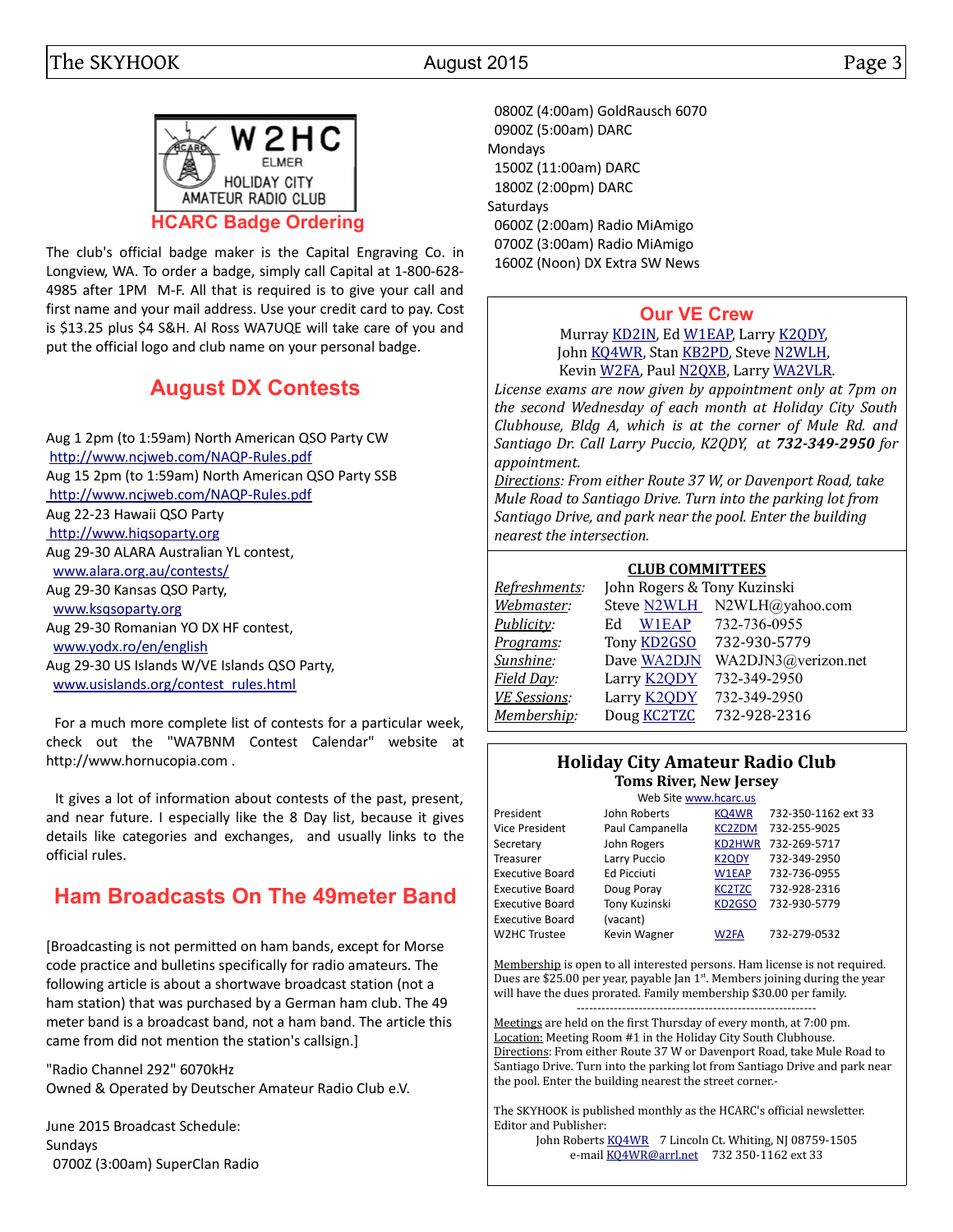## HCARC Badge Ordering

The club's official badge maker is the Capital Engraving Co. in Longview, WA. To order a badge, simply call Capital at 1-800-628-4985 after 1PM M-F. All that is required is to give your call and first name and your mail address. Use your credit card to pay. Cost is $13.25 plus $4 S&H. Al Ross WA7UQE will take care of you and put the official logo and club name on your personal badge.

## August DX Contests

Aug 1 2pm (to 1:59am) North American QSO Party CW
http://www.ncjweb.com/NAQP-Rules.pdf
Aug 15 2pm (to 1:59am) North American QSO Party SSB
http://www.ncjweb.com/NAQP-Rules.pdf
Aug 22-23 Hawaii QSO Party
http://www.hiqsoparty.org
Aug 29-30 ALARA Australian YL contest,
www.alara.org.au/contests/
Aug 29-30 Kansas QSO Party,
www.ksqsoparty.org
Aug 29-30 Romanian YO DX HF contest,
www.yodx.ro/en/english
Aug 29-30 US Islands W/VE Islands QSO Party,
www.usislands.org/contest_rules.html

For a much more complete list of contests for a particular week, check out the "WA7BNM Contest Calendar" website at http://www.hornucopia.com .

It gives a lot of information about contests of the past, present, and near future. I especially like the 8 Day list, because it gives details like categories and exchanges, and usually links to the official rules.

## Ham Broadcasts On The 49meter Band

[Broadcasting is not permitted on ham bands, except for Morse code practice and bulletins specifically for radio amateurs. The following article is about a shortwave broadcast station (not a ham station) that was purchased by a German ham club. The 49 meter band is a broadcast band, not a ham band. The article this came from did not mention the station's callsign.]

"Radio Channel 292" 6070kHz
Owned & Operated by Deutscher Amateur Radio Club e.V.

June 2015 Broadcast Schedule:
Sundays
0700Z (3:00am) SuperClan Radio
0800Z (4:00am) GoldRausch 6070
0900Z (5:00am) DARC
Mondays
1500Z (11:00am) DARC
1800Z (2:00pm) DARC
Saturdays
0600Z (2:00am) Radio MiAmigo
0700Z (3:00am) Radio MiAmigo
1600Z (Noon) DX Extra SW News

## Our VE Crew

Murray KD2IN, Ed W1EAP, Larry K2QDY, John KQ4WR, Stan KB2PD, Steve N2WLH, Kevin W2FA, Paul N2QXB, Larry WA2VLR.

*License exams are now given by appointment only at 7pm on the second Wednesday of each month at Holiday City South Clubhouse, Bldg A, which is at the corner of Mule Rd. and Santiago Dr. Call Larry Puccio, K2QDY, at **732-349-2950** for appointment.*

*Directions: From either Route 37 W, or Davenport Road, take Mule Road to Santiago Drive. Turn into the parking lot from Santiago Drive, and park near the pool. Enter the building nearest the intersection.*

### CLUB COMMITTEES

| | | |
|---|---|---|
| *Refreshments:* | John Rogers & Tony Kuzinski | |
| *Webmaster:* | Steve N2WLH | N2WLH@yahoo.com |
| *Publicity:* | Ed W1EAP | 732-736-0955 |
| *Programs:* | Tony KD2GSO | 732-930-5779 |
| *Sunshine:* | Dave WA2DJN | WA2DJN3@verizon.net |
| *Field Day:* | Larry K2QDY | 732-349-2950 |
| *VE Sessions:* | Larry K2QDY | 732-349-2950 |
| *Membership:* | Doug KC2TZC | 732-928-2316 |

### Holiday City Amateur Radio Club
**Toms River, New Jersey**
Web Site www.hcarc.us

| | | | |
|---|---|---|---|
| President | John Roberts | KQ4WR | 732-350-1162 ext 33 |
| Vice President | Paul Campanella | KC2ZDM | 732-255-9025 |
| Secretary | John Rogers | KD2HWR | 732-269-5717 |
| Treasurer | Larry Puccio | K2QDY | 732-349-2950 |
| Executive Board | Ed Picciuti | W1EAP | 732-736-0955 |
| Executive Board | Doug Poray | KC2TZC | 732-928-2316 |
| Executive Board | Tony Kuzinski | KD2GSO | 732-930-5779 |
| Executive Board | (vacant) | | |
| W2HC Trustee | Kevin Wagner | W2FA | 732-279-0532 |

Membership is open to all interested persons. Ham license is not required. Dues are $25.00 per year, payable Jan 1st. Members joining during the year will have the dues prorated. Family membership $30.00 per family.

---

Meetings are held on the first Thursday of every month, at 7:00 pm.
Location: Meeting Room #1 in the Holiday City South Clubhouse.
Directions: From either Route 37 W or Davenport Road, take Mule Road to Santiago Drive. Turn into the parking lot from Santiago Drive and park near the pool. Enter the building nearest the street corner.-

The SKYHOOK is published monthly as the HCARC's official newsletter.
Editor and Publisher:
John Roberts KQ4WR 7 Lincoln Ct. Whiting, NJ 08759-1505
e-mail KQ4WR@arrl.net 732 350-1162 ext 33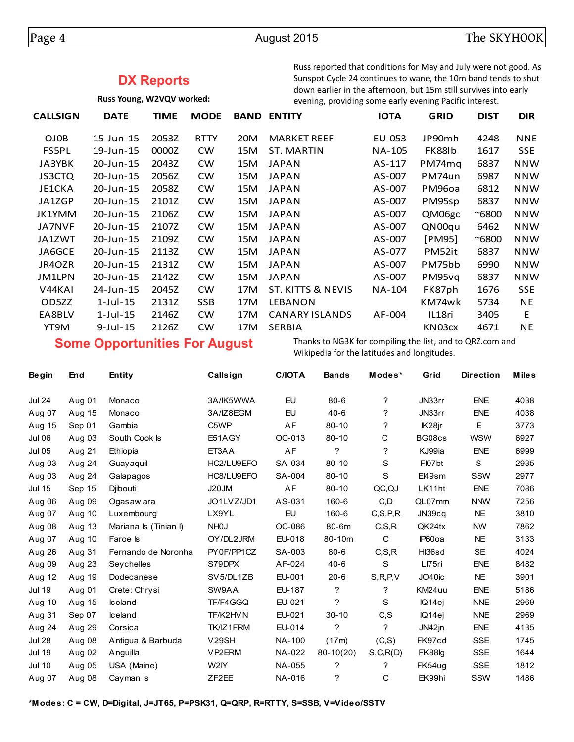## DX Reports

Russ reported that conditions for May and July were not good. As Sunspot Cycle 24 continues to wane, the 10m band tends to shut down earlier in the afternoon, but 15m still survives into early evening, providing some early evening Pacific interest.

**Russ Young, W2VQV worked:**

| CALLSIGN | DATE | TIME | MODE | BAND | ENTITY | IOTA | GRID | DIST | DIR |
|---|---|---|---|---|---|---|---|---|---|
| OJ0B | 15-Jun-15 | 2053Z | RTTY | 20M | MARKET REEF | EU-053 | JP90mh | 4248 | NNE |
| FS5PL | 19-Jun-15 | 0000Z | CW | 15M | ST. MARTIN | NA-105 | FK88lb | 1617 | SSE |
| JA3YBK | 20-Jun-15 | 2043Z | CW | 15M | JAPAN | AS-117 | PM74mq | 6837 | NNW |
| JS3CTQ | 20-Jun-15 | 2056Z | CW | 15M | JAPAN | AS-007 | PM74un | 6987 | NNW |
| JE1CKA | 20-Jun-15 | 2058Z | CW | 15M | JAPAN | AS-007 | PM96oa | 6812 | NNW |
| JA1ZGP | 20-Jun-15 | 2101Z | CW | 15M | JAPAN | AS-007 | PM95sp | 6837 | NNW |
| JK1YMM | 20-Jun-15 | 2106Z | CW | 15M | JAPAN | AS-007 | QM06gc | ~6800 | NNW |
| JA7NVF | 20-Jun-15 | 2107Z | CW | 15M | JAPAN | AS-007 | QN00qu | 6462 | NNW |
| JA1ZWT | 20-Jun-15 | 2109Z | CW | 15M | JAPAN | AS-007 | [PM95] | ~6800 | NNW |
| JA6GCE | 20-Jun-15 | 2113Z | CW | 15M | JAPAN | AS-077 | PM52it | 6837 | NNW |
| JR4OZR | 20-Jun-15 | 2131Z | CW | 15M | JAPAN | AS-007 | PM75bb | 6990 | NNW |
| JM1LPN | 20-Jun-15 | 2142Z | CW | 15M | JAPAN | AS-007 | PM95vq | 6837 | NNW |
| V44KAI | 24-Jun-15 | 2045Z | CW | 17M | ST. KITTS & NEVIS | NA-104 | FK87ph | 1676 | SSE |
| OD5ZZ | 1-Jul-15 | 2131Z | SSB | 17M | LEBANON | | KM74wk | 5734 | NE |
| EA8BLV | 1-Jul-15 | 2146Z | CW | 17M | CANARY ISLANDS | AF-004 | IL18ri | 3405 | E |
| YT9M | 9-Jul-15 | 2126Z | CW | 17M | SERBIA | | KN03cx | 4671 | NE |

## Some Opportunities For August

Thanks to NG3K for compiling the list, and to QRZ.com and Wikipedia for the latitudes and longitudes.

| Begin | End | Entity | Callsign | C/IOTA | Bands | Modes* | Grid | Direction | Miles |
|---|---|---|---|---|---|---|---|---|---|
| Jul 24 | Aug 01 | Monaco | 3A/IK5WWA | EU | 80-6 | ? | JN33rr | ENE | 4038 |
| Aug 07 | Aug 15 | Monaco | 3A/IZ8EGM | EU | 40-6 | ? | JN33rr | ENE | 4038 |
| Aug 15 | Sep 01 | Gambia | C5WP | AF | 80-10 | ? | IK28jr | E | 3773 |
| Jul 06 | Aug 03 | South Cook Is | E51AGY | OC-013 | 80-10 | C | BG08cs | WSW | 6927 |
| Jul 05 | Aug 21 | Ethiopia | ET3AA | AF | ? | ? | KJ99ia | ENE | 6999 |
| Aug 03 | Aug 24 | Guayaquil | HC2/LU9EFO | SA-034 | 80-10 | S | FI07bt | S | 2935 |
| Aug 03 | Aug 24 | Galapagos | HC8/LU9EFO | SA-004 | 80-10 | S | EI49sm | SSW | 2977 |
| Jul 15 | Sep 15 | Djibouti | J20JM | AF | 80-10 | QC,QJ | LK11ht | ENE | 7086 |
| Aug 06 | Aug 09 | Ogasawara | JO1LVZ/JD1 | AS-031 | 160-6 | C,D | QL07mm | NNW | 7256 |
| Aug 07 | Aug 10 | Luxembourg | LX9YL | EU | 160-6 | C,S,P,R | JN39cq | NE | 3810 |
| Aug 08 | Aug 13 | Mariana Is (Tinian I) | NH0J | OC-086 | 80-6m | C,S,R | QK24tx | NW | 7862 |
| Aug 07 | Aug 10 | Faroe Is | OY/DL2JRM | EU-018 | 80-10m | C | IP60oa | NE | 3133 |
| Aug 26 | Aug 31 | Fernando de Noronha | PY0F/PP1CZ | SA-003 | 80-6 | C,S,R | HI36sd | SE | 4024 |
| Aug 09 | Aug 23 | Seychelles | S79DPX | AF-024 | 40-6 | S | LI75ri | ENE | 8482 |
| Aug 12 | Aug 19 | Dodecanese | SV5/DL1ZB | EU-001 | 20-6 | S,R,P,V | JO40ic | NE | 3901 |
| Jul 19 | Aug 01 | Crete: Chrysi | SW9AA | EU-187 | ? | ? | KM24uu | ENE | 5186 |
| Aug 10 | Aug 15 | Iceland | TF/F4GGQ | EU-021 | ? | S | IQ14ej | NNE | 2969 |
| Aug 31 | Sep 07 | Iceland | TF/K2HVN | EU-021 | 30-10 | C,S | IQ14ej | NNE | 2969 |
| Aug 24 | Aug 29 | Corsica | TK/IZ1FRM | EU-014 | ? | ? | JN42jn | ENE | 4135 |
| Jul 28 | Aug 08 | Antigua & Barbuda | V29SH | NA-100 | (17m) | (C,S) | FK97cd | SSE | 1745 |
| Jul 19 | Aug 02 | Anguilla | VP2ERM | NA-022 | 80-10(20) | S,C,R(D) | FK88lg | SSE | 1644 |
| Jul 10 | Aug 05 | USA (Maine) | W2IY | NA-055 | ? | ? | FK54ug | SSE | 1812 |
| Aug 07 | Aug 08 | Cayman Is | ZF2EE | NA-016 | ? | C | EK99hi | SSW | 1486 |

***Modes: C = CW, D=Digital, J=JT65, P=PSK31, Q=QRP, R=RTTY, S=SSB, V=Video/SSTV**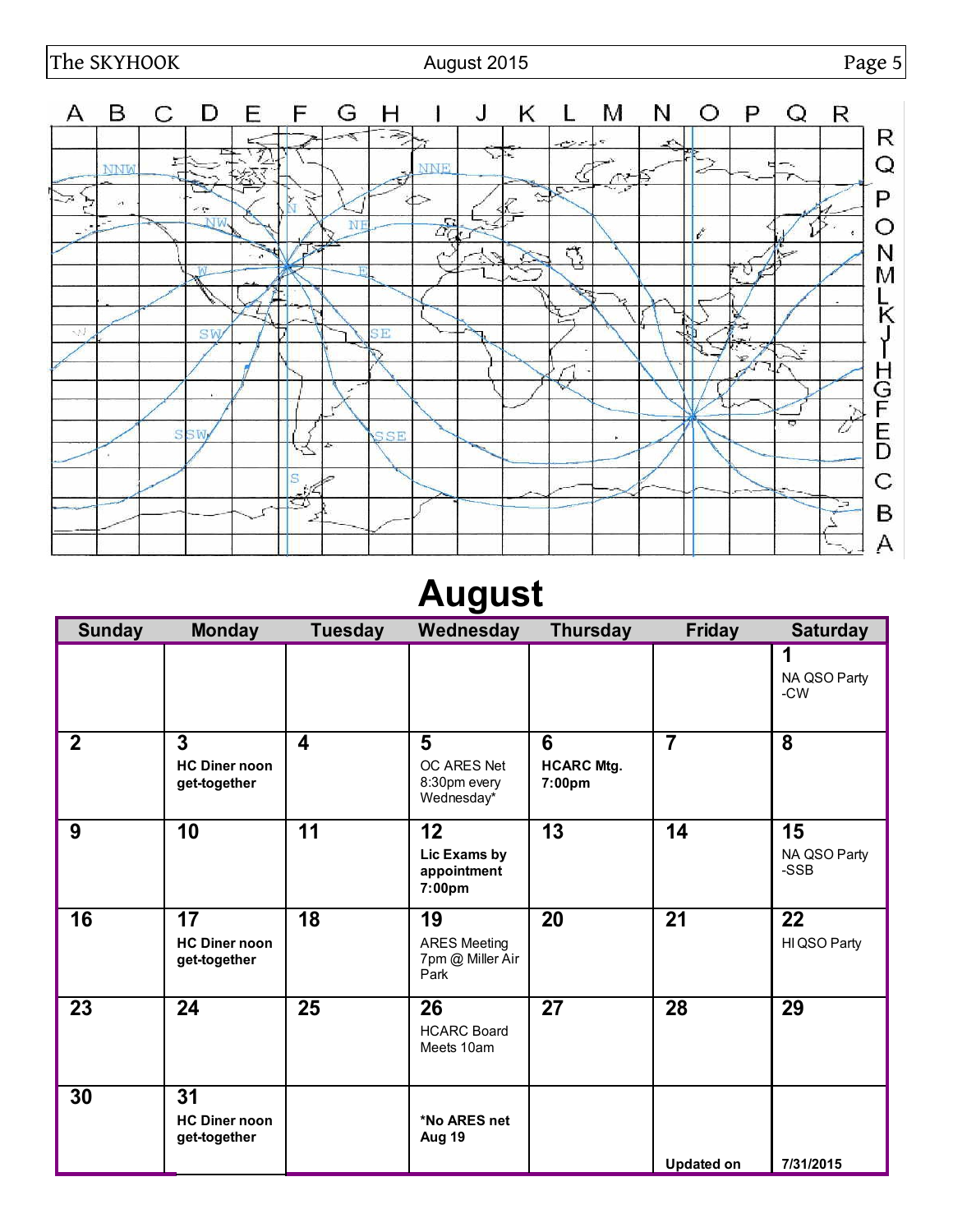A B C D E F G H I J K L M N O P Q R

R Q P O N M L K J I H G F E D C B A

NNW NNE NW N NE W E SW SE SSW SSE S

# August

| Sunday | Monday | Tuesday | Wednesday | Thursday | Friday | Saturday |
|---|---|---|---|---|---|---|
| | | | | | | 1 NA QSO Party -CW |
| 2 | 3 **HC Diner noon get-together** | 4 | 5 OC ARES Net 8:30pm every Wednesday* | 6 **HCARC Mtg. 7:00pm** | 7 | 8 |
| 9 | 10 | 11 | 12 **Lic Exams by appointment 7:00pm** | 13 | 14 | 15 NA QSO Party -SSB |
| 16 | 17 **HC Diner noon get-together** | 18 | 19 ARES Meeting 7pm @ Miller Air Park | 20 | 21 | 22 HI QSO Party |
| 23 | 24 | 25 | 26 HCARC Board Meets 10am | 27 | 28 | 29 |
| 30 | 31 **HC Diner noon get-together** | | **\*No ARES net Aug 19** | | **Updated on** | **7/31/2015** |